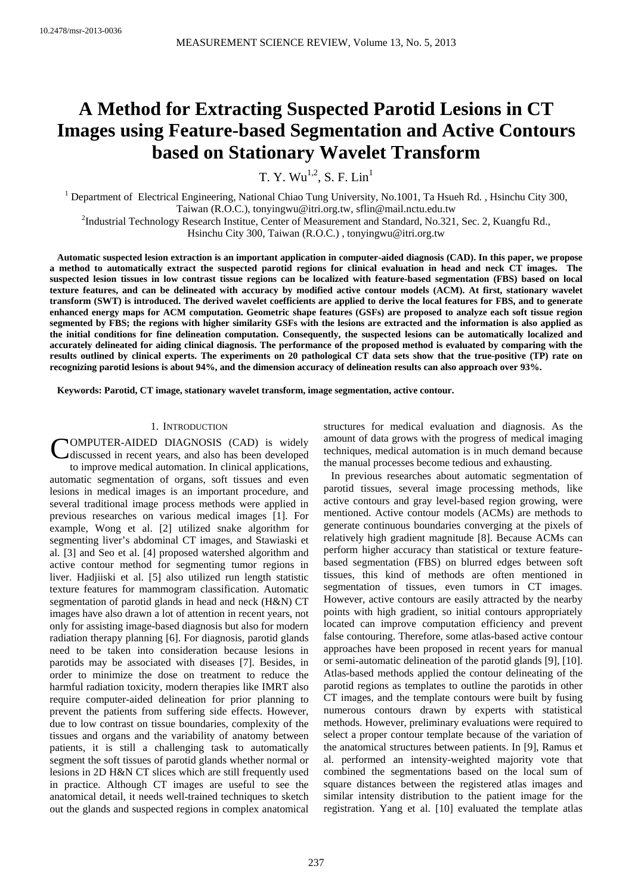10.2478/msr-2013-0036

# A Method for Extracting Suspected Parotid Lesions in CT Images using Feature-based Segmentation and Active Contours based on Stationary Wavelet Transform

T. Y. Wu[1,2], S. F. Lin[1]

[1] Department of Electrical Engineering, National Chiao Tung University, No.1001, Ta Hsueh Rd. , Hsinchu City 300, Taiwan (R.O.C.), tonyingwu@itri.org.tw, sflin@mail.nctu.edu.tw

[2]Industrial Technology Research Institue, Center of Measurement and Standard, No.321, Sec. 2, Kuangfu Rd., Hsinchu City 300, Taiwan (R.O.C.) , tonyingwu@itri.org.tw

**Automatic suspected lesion extraction is an important application in computer-aided diagnosis (CAD). In this paper, we propose a method to automatically extract the suspected parotid regions for clinical evaluation in head and neck CT images. The suspected lesion tissues in low contrast tissue regions can be localized with feature-based segmentation (FBS) based on local texture features, and can be delineated with accuracy by modified active contour models (ACM). At first, stationary wavelet transform (SWT) is introduced. The derived wavelet coefficients are applied to derive the local features for FBS, and to generate enhanced energy maps for ACM computation. Geometric shape features (GSFs) are proposed to analyze each soft tissue region segmented by FBS; the regions with higher similarity GSFs with the lesions are extracted and the information is also applied as the initial conditions for fine delineation computation. Consequently, the suspected lesions can be automatically localized and accurately delineated for aiding clinical diagnosis. The performance of the proposed method is evaluated by comparing with the results outlined by clinical experts. The experiments on 20 pathological CT data sets show that the true-positive (TP) rate on recognizing parotid lesions is about 94%, and the dimension accuracy of delineation results can also approach over 93%.**

**Keywords: Parotid, CT image, stationary wavelet transform, image segmentation, active contour.**

## 1. INTRODUCTION

COMPUTER-AIDED DIAGNOSIS (CAD) is widely discussed in recent years, and also has been developed to improve medical automation. In clinical applications, automatic segmentation of organs, soft tissues and even lesions in medical images is an important procedure, and several traditional image process methods were applied in previous researches on various medical images [1]. For example, Wong et al. [2] utilized snake algorithm for segmenting liver's abdominal CT images, and Stawiaski et al. [3] and Seo et al. [4] proposed watershed algorithm and active contour method for segmenting tumor regions in liver. Hadjiiski et al. [5] also utilized run length statistic texture features for mammogram classification. Automatic segmentation of parotid glands in head and neck (H&N) CT images have also drawn a lot of attention in recent years, not only for assisting image-based diagnosis but also for modern radiation therapy planning [6]. For diagnosis, parotid glands need to be taken into consideration because lesions in parotids may be associated with diseases [7]. Besides, in order to minimize the dose on treatment to reduce the harmful radiation toxicity, modern therapies like IMRT also require computer-aided delineation for prior planning to prevent the patients from suffering side effects. However, due to low contrast on tissue boundaries, complexity of the tissues and organs and the variability of anatomy between patients, it is still a challenging task to automatically segment the soft tissues of parotid glands whether normal or lesions in 2D H&N CT slices which are still frequently used in practice. Although CT images are useful to see the anatomical detail, it needs well-trained techniques to sketch out the glands and suspected regions in complex anatomical structures for medical evaluation and diagnosis. As the amount of data grows with the progress of medical imaging techniques, medical automation is in much demand because the manual processes become tedious and exhausting.

In previous researches about automatic segmentation of parotid tissues, several image processing methods, like active contours and gray level-based region growing, were mentioned. Active contour models (ACMs) are methods to generate continuous boundaries converging at the pixels of relatively high gradient magnitude [8]. Because ACMs can perform higher accuracy than statistical or texture feature-based segmentation (FBS) on blurred edges between soft tissues, this kind of methods are often mentioned in segmentation of tissues, even tumors in CT images. However, active contours are easily attracted by the nearby points with high gradient, so initial contours appropriately located can improve computation efficiency and prevent false contouring. Therefore, some atlas-based active contour approaches have been proposed in recent years for manual or semi-automatic delineation of the parotid glands [9], [10]. Atlas-based methods applied the contour delineating of the parotid regions as templates to outline the parotids in other CT images, and the template contours were built by fusing numerous contours drawn by experts with statistical methods. However, preliminary evaluations were required to select a proper contour template because of the variation of the anatomical structures between patients. In [9], Ramus et al. performed an intensity-weighted majority vote that combined the segmentations based on the local sum of square distances between the registered atlas images and similar intensity distribution to the patient image for the registration. Yang et al. [10] evaluated the template atlas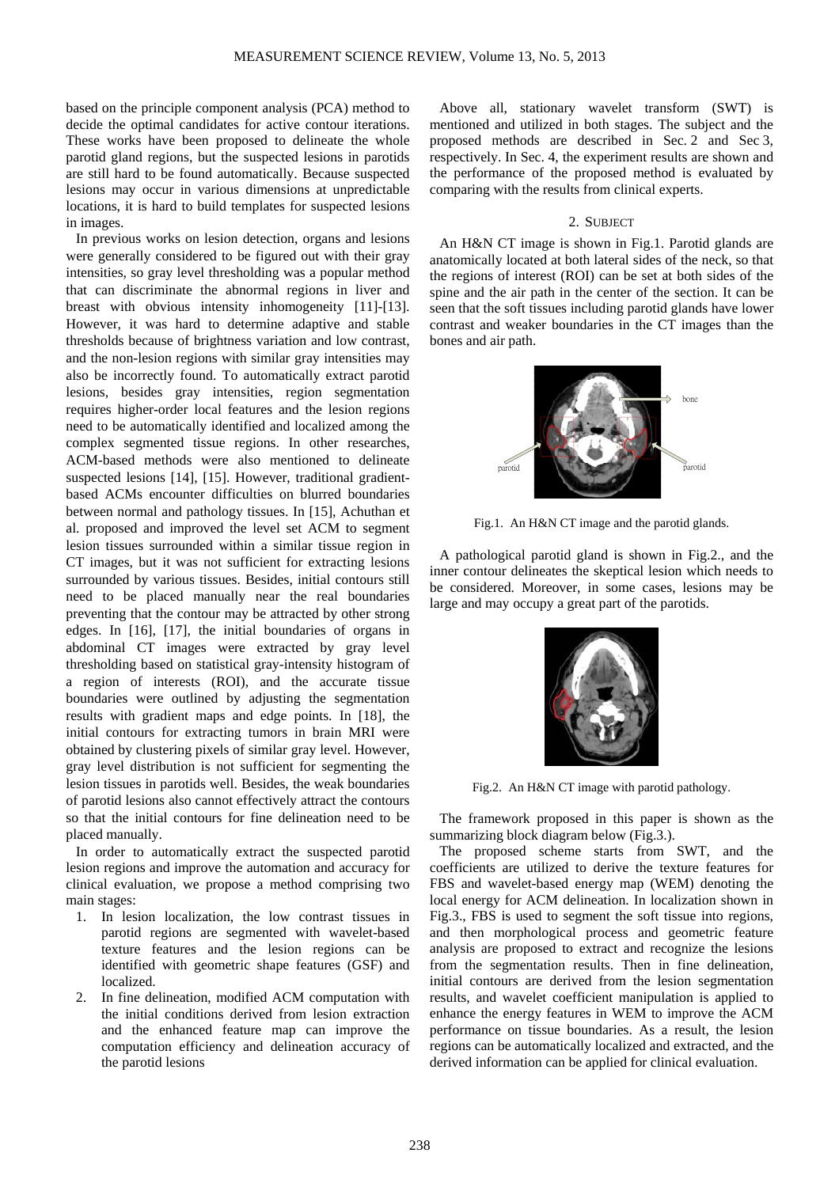based on the principle component analysis (PCA) method to decide the optimal candidates for active contour iterations. These works have been proposed to delineate the whole parotid gland regions, but the suspected lesions in parotids are still hard to be found automatically. Because suspected lesions may occur in various dimensions at unpredictable locations, it is hard to build templates for suspected lesions in images.

In previous works on lesion detection, organs and lesions were generally considered to be figured out with their gray intensities, so gray level thresholding was a popular method that can discriminate the abnormal regions in liver and breast with obvious intensity inhomogeneity [11]-[13]. However, it was hard to determine adaptive and stable thresholds because of brightness variation and low contrast, and the non-lesion regions with similar gray intensities may also be incorrectly found. To automatically extract parotid lesions, besides gray intensities, region segmentation requires higher-order local features and the lesion regions need to be automatically identified and localized among the complex segmented tissue regions. In other researches, ACM-based methods were also mentioned to delineate suspected lesions [14], [15]. However, traditional gradient-based ACMs encounter difficulties on blurred boundaries between normal and pathology tissues. In [15], Achuthan et al. proposed and improved the level set ACM to segment lesion tissues surrounded within a similar tissue region in CT images, but it was not sufficient for extracting lesions surrounded by various tissues. Besides, initial contours still need to be placed manually near the real boundaries preventing that the contour may be attracted by other strong edges. In [16], [17], the initial boundaries of organs in abdominal CT images were extracted by gray level thresholding based on statistical gray-intensity histogram of a region of interests (ROI), and the accurate tissue boundaries were outlined by adjusting the segmentation results with gradient maps and edge points. In [18], the initial contours for extracting tumors in brain MRI were obtained by clustering pixels of similar gray level. However, gray level distribution is not sufficient for segmenting the lesion tissues in parotids well. Besides, the weak boundaries of parotid lesions also cannot effectively attract the contours so that the initial contours for fine delineation need to be placed manually.

In order to automatically extract the suspected parotid lesion regions and improve the automation and accuracy for clinical evaluation, we propose a method comprising two main stages:

1. In lesion localization, the low contrast tissues in parotid regions are segmented with wavelet-based texture features and the lesion regions can be identified with geometric shape features (GSF) and localized.
2. In fine delineation, modified ACM computation with the initial conditions derived from lesion extraction and the enhanced feature map can improve the computation efficiency and delineation accuracy of the parotid lesions

Above all, stationary wavelet transform (SWT) is mentioned and utilized in both stages. The subject and the proposed methods are described in Sec. 2 and Sec 3, respectively. In Sec. 4, the experiment results are shown and the performance of the proposed method is evaluated by comparing with the results from clinical experts.

## 2. SUBJECT

An H&N CT image is shown in Fig.1. Parotid glands are anatomically located at both lateral sides of the neck, so that the regions of interest (ROI) can be set at both sides of the spine and the air path in the center of the section. It can be seen that the soft tissues including parotid glands have lower contrast and weaker boundaries in the CT images than the bones and air path.

Fig.1. An H&N CT image and the parotid glands.

A pathological parotid gland is shown in Fig.2., and the inner contour delineates the skeptical lesion which needs to be considered. Moreover, in some cases, lesions may be large and may occupy a great part of the parotids.

Fig.2. An H&N CT image with parotid pathology.

The framework proposed in this paper is shown as the summarizing block diagram below (Fig.3.).

The proposed scheme starts from SWT, and the coefficients are utilized to derive the texture features for FBS and wavelet-based energy map (WEM) denoting the local energy for ACM delineation. In localization shown in Fig.3., FBS is used to segment the soft tissue into regions, and then morphological process and geometric feature analysis are proposed to extract and recognize the lesions from the segmentation results. Then in fine delineation, initial contours are derived from the lesion segmentation results, and wavelet coefficient manipulation is applied to enhance the energy features in WEM to improve the ACM performance on tissue boundaries. As a result, the lesion regions can be automatically localized and extracted, and the derived information can be applied for clinical evaluation.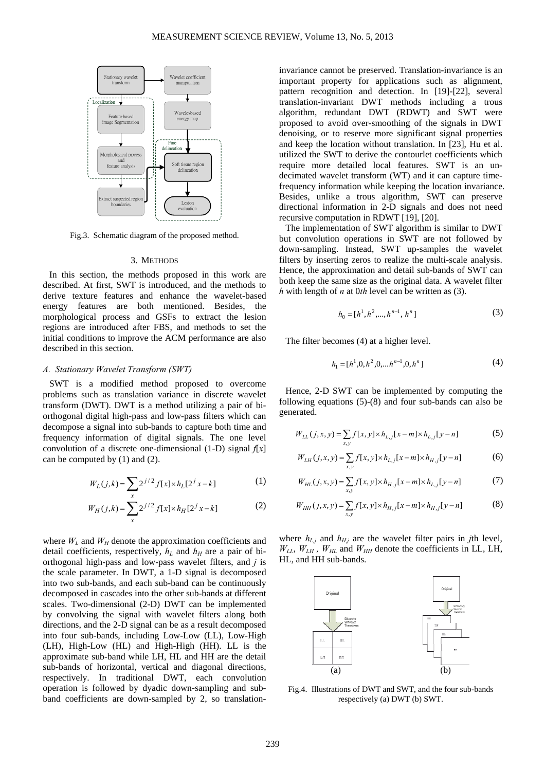Fig.3. Schematic diagram of the proposed method.

## 3. METHODS

In this section, the methods proposed in this work are described. At first, SWT is introduced, and the methods to derive texture features and enhance the wavelet-based energy features are both mentioned. Besides, the morphological process and GSFs to extract the lesion regions are introduced after FBS, and methods to set the initial conditions to improve the ACM performance are also described in this section.

### *A. Stationary Wavelet Transform (SWT)*

SWT is a modified method proposed to overcome problems such as translation variance in discrete wavelet transform (DWT). DWT is a method utilizing a pair of bi-orthogonal digital high-pass and low-pass filters which can decompose a signal into sub-bands to capture both time and frequency information of digital signals. The one level convolution of a discrete one-dimensional (1-D) signal $f[x]$ can be computed by (1) and (2).

$$W_L(j,k) = \sum_x 2^{j/2} f[x] \times h_L[2^j x - k] \tag{1}$$

$$W_H(j,k) = \sum_x 2^{j/2} f[x] \times h_H[2^j x - k] \tag{2}$$

where $W_L$ and $W_H$ denote the approximation coefficients and detail coefficients, respectively, $h_L$ and $h_H$ are a pair of bi-orthogonal high-pass and low-pass wavelet filters, and $j$ is the scale parameter. In DWT, a 1-D signal is decomposed into two sub-bands, and each sub-band can be continuously decomposed in cascades into the other sub-bands at different scales. Two-dimensional (2-D) DWT can be implemented by convolving the signal with wavelet filters along both directions, and the 2-D signal can be as a result decomposed into four sub-bands, including Low-Low (LL), Low-High (LH), High-Low (HL) and High-High (HH). LL is the approximate sub-band while LH, HL and HH are the detail sub-bands of horizontal, vertical and diagonal directions, respectively. In traditional DWT, each convolution operation is followed by dyadic down-sampling and sub-band coefficients are down-sampled by 2, so translation-invariance cannot be preserved. Translation-invariance is an important property for applications such as alignment, pattern recognition and detection. In [19]-[22], several translation-invariant DWT methods including a trous algorithm, redundant DWT (RDWT) and SWT were proposed to avoid over-smoothing of the signals in DWT denoising, or to reserve more significant signal properties and keep the location without translation. In [23], Hu et al. utilized the SWT to derive the contourlet coefficients which require more detailed local features. SWT is an un-decimated wavelet transform (WT) and it can capture time-frequency information while keeping the location invariance. Besides, unlike a trous algorithm, SWT can preserve directional information in 2-D signals and does not need recursive computation in RDWT [19], [20].

The implementation of SWT algorithm is similar to DWT but convolution operations in SWT are not followed by down-sampling. Instead, SWT up-samples the wavelet filters by inserting zeros to realize the multi-scale analysis. Hence, the approximation and detail sub-bands of SWT can both keep the same size as the original data. A wavelet filter $h$ with length of $n$ at 0*th* level can be written as (3).

$$h_0 = [h^1, h^2, ..., h^{n-1}, h^n] \tag{3}$$

The filter becomes (4) at a higher level.

$$h_1 = [h^1, 0, h^2, 0, ... h^{n-1}, 0, h^n] \tag{4}$$

Hence, 2-D SWT can be implemented by computing the following equations (5)-(8) and four sub-bands can also be generated.

$$W_{LL}(j,x,y) = \sum_{x,y} f[x,y] \times h_{L,j}[x-m] \times h_{L,j}[y-n] \tag{5}$$

$$W_{LH}(j,x,y) = \sum_{x,y} f[x,y] \times h_{L,j}[x-m] \times h_{H,j}[y-n] \tag{6}$$

$$W_{HL}(j,x,y) = \sum_{x,y} f[x,y] \times h_{H,j}[x-m] \times h_{L,j}[y-n] \tag{7}$$

$$W_{HH}(j,x,y) = \sum_{x,y} f[x,y] \times h_{H,j}[x-m] \times h_{H,j}[y-n] \tag{8}$$

where $h_{L,j}$ and $h_{H,j}$ are the wavelet filter pairs in $j$th level, $W_{LL}$, $W_{LH}$, $W_{HL}$ and $W_{HH}$ denote the coefficients in LL, LH, HL, and HH sub-bands.

Fig.4. Illustrations of DWT and SWT, and the four sub-bands respectively (a) DWT (b) SWT.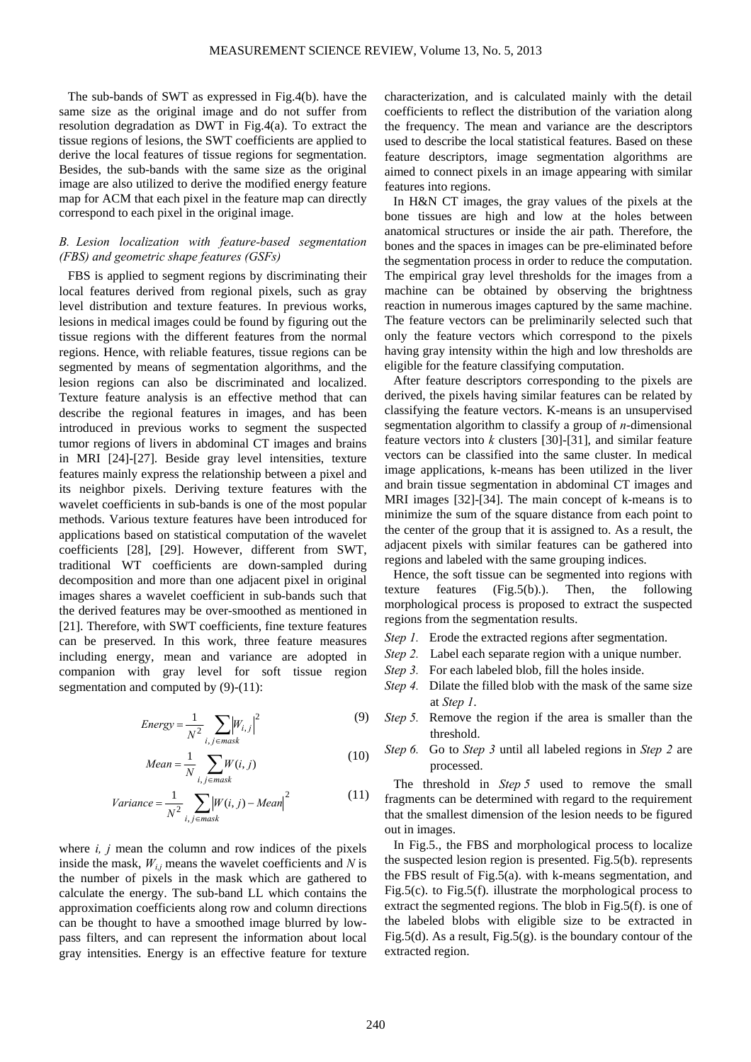The sub-bands of SWT as expressed in Fig.4(b). have the same size as the original image and do not suffer from resolution degradation as DWT in Fig.4(a). To extract the tissue regions of lesions, the SWT coefficients are applied to derive the local features of tissue regions for segmentation. Besides, the sub-bands with the same size as the original image are also utilized to derive the modified energy feature map for ACM that each pixel in the feature map can directly correspond to each pixel in the original image.

### *B. Lesion localization with feature-based segmentation (FBS) and geometric shape features (GSFs)*

FBS is applied to segment regions by discriminating their local features derived from regional pixels, such as gray level distribution and texture features. In previous works, lesions in medical images could be found by figuring out the tissue regions with the different features from the normal regions. Hence, with reliable features, tissue regions can be segmented by means of segmentation algorithms, and the lesion regions can also be discriminated and localized. Texture feature analysis is an effective method that can describe the regional features in images, and has been introduced in previous works to segment the suspected tumor regions of livers in abdominal CT images and brains in MRI [24]-[27]. Beside gray level intensities, texture features mainly express the relationship between a pixel and its neighbor pixels. Deriving texture features with the wavelet coefficients in sub-bands is one of the most popular methods. Various texture features have been introduced for applications based on statistical computation of the wavelet coefficients [28], [29]. However, different from SWT, traditional WT coefficients are down-sampled during decomposition and more than one adjacent pixel in original images shares a wavelet coefficient in sub-bands such that the derived features may be over-smoothed as mentioned in [21]. Therefore, with SWT coefficients, fine texture features can be preserved. In this work, three feature measures including energy, mean and variance are adopted in companion with gray level for soft tissue region segmentation and computed by (9)-(11):

$$Energy = \frac{1}{N^2} \sum_{i,j \in mask} \left| W_{i,j} \right|^2 \tag{9}$$

$$Mean = \frac{1}{N} \sum_{i,j \in mask} W(i,j) \tag{10}$$

$$Variance = \frac{1}{N^2} \sum_{i,j \in mask} \left| W(i,j) - Mean \right|^2 \tag{11}$$

where $i$, $j$ mean the column and row indices of the pixels inside the mask, $W_{i,j}$ means the wavelet coefficients and $N$ is the number of pixels in the mask which are gathered to calculate the energy. The sub-band LL which contains the approximation coefficients along row and column directions can be thought to have a smoothed image blurred by low-pass filters, and can represent the information about local gray intensities. Energy is an effective feature for texture characterization, and is calculated mainly with the detail coefficients to reflect the distribution of the variation along the frequency. The mean and variance are the descriptors used to describe the local statistical features. Based on these feature descriptors, image segmentation algorithms are aimed to connect pixels in an image appearing with similar features into regions.

In H&N CT images, the gray values of the pixels at the bone tissues are high and low at the holes between anatomical structures or inside the air path. Therefore, the bones and the spaces in images can be pre-eliminated before the segmentation process in order to reduce the computation. The empirical gray level thresholds for the images from a machine can be obtained by observing the brightness reaction in numerous images captured by the same machine. The feature vectors can be preliminarily selected such that only the feature vectors which correspond to the pixels having gray intensity within the high and low thresholds are eligible for the feature classifying computation.

After feature descriptors corresponding to the pixels are derived, the pixels having similar features can be related by classifying the feature vectors. K-means is an unsupervised segmentation algorithm to classify a group of $n$-dimensional feature vectors into $k$ clusters [30]-[31], and similar feature vectors can be classified into the same cluster. In medical image applications, k-means has been utilized in the liver and brain tissue segmentation in abdominal CT images and MRI images [32]-[34]. The main concept of k-means is to minimize the sum of the square distance from each point to the center of the group that it is assigned to. As a result, the adjacent pixels with similar features can be gathered into regions and labeled with the same grouping indices.

Hence, the soft tissue can be segmented into regions with texture features (Fig.5(b).). Then, the following morphological process is proposed to extract the suspected regions from the segmentation results.

- *Step 1.* Erode the extracted regions after segmentation.
- *Step 2.* Label each separate region with a unique number.
- *Step 3.* For each labeled blob, fill the holes inside.
- *Step 4.* Dilate the filled blob with the mask of the same size at *Step 1*.
- *Step 5.* Remove the region if the area is smaller than the threshold.
- *Step 6.* Go to *Step 3* until all labeled regions in *Step 2* are processed.

The threshold in *Step 5* used to remove the small fragments can be determined with regard to the requirement that the smallest dimension of the lesion needs to be figured out in images.

In Fig.5., the FBS and morphological process to localize the suspected lesion region is presented. Fig.5(b). represents the FBS result of Fig.5(a). with k-means segmentation, and Fig.5(c). to Fig.5(f). illustrate the morphological process to extract the segmented regions. The blob in Fig.5(f). is one of the labeled blobs with eligible size to be extracted in Fig.5(d). As a result, Fig.5(g). is the boundary contour of the extracted region.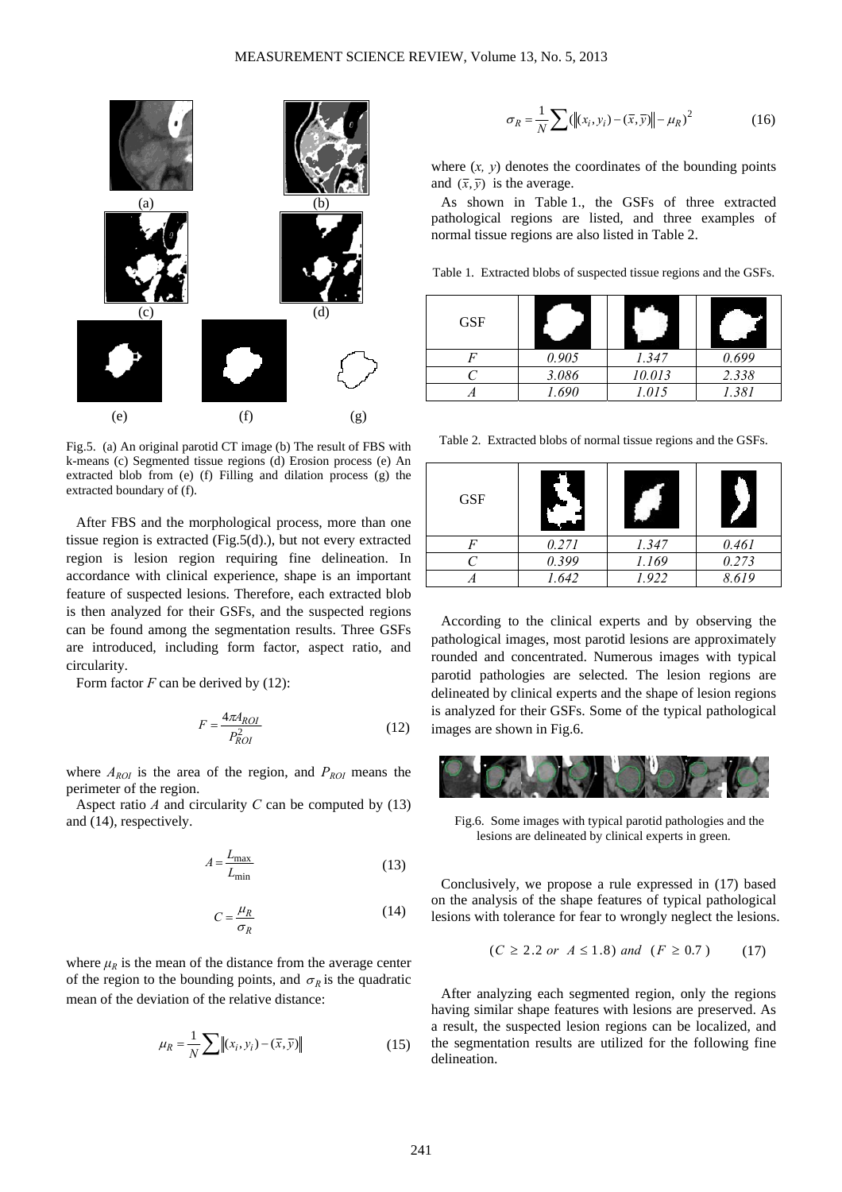Fig.5. (a) An original parotid CT image (b) The result of FBS with k-means (c) Segmented tissue regions (d) Erosion process (e) An extracted blob from (e) (f) Filling and dilation process (g) the extracted boundary of (f).

After FBS and the morphological process, more than one tissue region is extracted (Fig.5(d).), but not every extracted region is lesion region requiring fine delineation. In accordance with clinical experience, shape is an important feature of suspected lesions. Therefore, each extracted blob is then analyzed for their GSFs, and the suspected regions can be found among the segmentation results. Three GSFs are introduced, including form factor, aspect ratio, and circularity.

Form factor $F$ can be derived by (12):

$$F = \frac{4\pi A_{ROI}}{P_{ROI}^2} \tag{12}$$

where $A_{ROI}$ is the area of the region, and $P_{ROI}$ means the perimeter of the region.

Aspect ratio $A$ and circularity $C$ can be computed by (13) and (14), respectively.

$$A = \frac{L_{\max}}{L_{\min}} \tag{13}$$

$$C = \frac{\mu_R}{\sigma_R} \tag{14}$$

where $\mu_R$ is the mean of the distance from the average center of the region to the bounding points, and $\sigma_R$ is the quadratic mean of the deviation of the relative distance:

$$\mu_R = \frac{1}{N}\sum \left\|(x_i, y_i) - (\bar{x}, \bar{y})\right\| \tag{15}$$

$$\sigma_R = \frac{1}{N}\sum \left(\left\|(x_i, y_i) - (\bar{x}, \bar{y})\right\| - \mu_R\right)^2 \tag{16}$$

where $(x, y)$ denotes the coordinates of the bounding points and $(\bar{x}, \bar{y})$ is the average.

As shown in Table 1., the GSFs of three extracted pathological regions are listed, and three examples of normal tissue regions are also listed in Table 2.

Table 1. Extracted blobs of suspected tissue regions and the GSFs.

| GSF | | | |
|---|---|---|---|
| $F$ | 0.905 | 1.347 | 0.699 |
| $C$ | 3.086 | 10.013 | 2.338 |
| $A$ | 1.690 | 1.015 | 1.381 |

Table 2. Extracted blobs of normal tissue regions and the GSFs.

| GSF | | | |
|---|---|---|---|
| $F$ | 0.271 | 1.347 | 0.461 |
| $C$ | 0.399 | 1.169 | 0.273 |
| $A$ | 1.642 | 1.922 | 8.619 |

According to the clinical experts and by observing the pathological images, most parotid lesions are approximately rounded and concentrated. Numerous images with typical parotid pathologies are selected. The lesion regions are delineated by clinical experts and the shape of lesion regions is analyzed for their GSFs. Some of the typical pathological images are shown in Fig.6.

Fig.6. Some images with typical parotid pathologies and the lesions are delineated by clinical experts in green.

Conclusively, we propose a rule expressed in (17) based on the analysis of the shape features of typical pathological lesions with tolerance for fear to wrongly neglect the lesions.

$$(C \geq 2.2 \ or \ A \leq 1.8) \ and \ (F \geq 0.7) \tag{17}$$

After analyzing each segmented region, only the regions having similar shape features with lesions are preserved. As a result, the suspected lesion regions can be localized, and the segmentation results are utilized for the following fine delineation.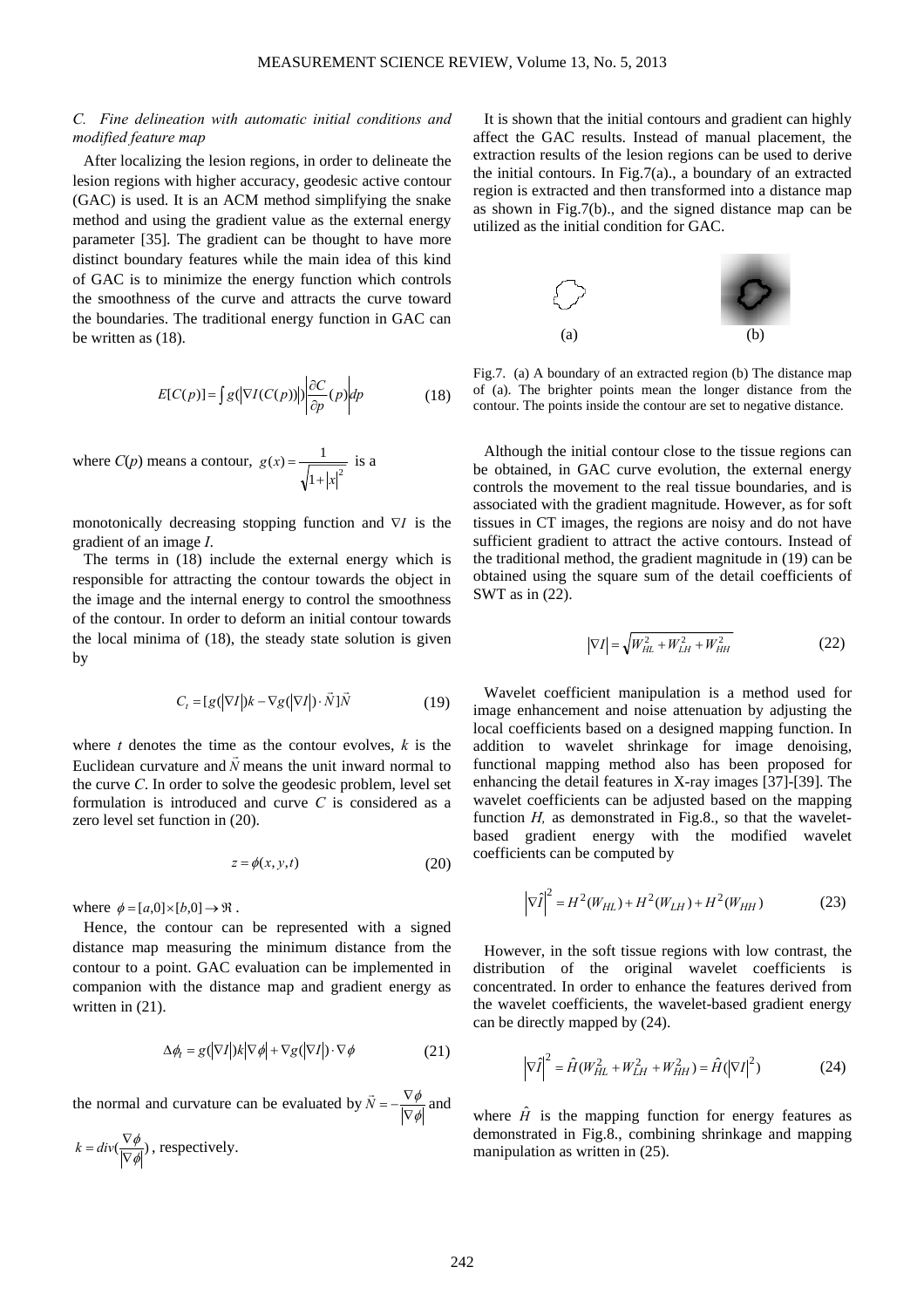### *C. Fine delineation with automatic initial conditions and modified feature map*

After localizing the lesion regions, in order to delineate the lesion regions with higher accuracy, geodesic active contour (GAC) is used. It is an ACM method simplifying the snake method and using the gradient value as the external energy parameter [35]. The gradient can be thought to have more distinct boundary features while the main idea of this kind of GAC is to minimize the energy function which controls the smoothness of the curve and attracts the curve toward the boundaries. The traditional energy function in GAC can be written as (18).

$$E[C(p)] = \int g(|\nabla I(C(p))|)\left|\frac{\partial C}{\partial p}(p)\right|dp \tag{18}$$

where $C(p)$ means a contour, $g(x) = \frac{1}{\sqrt{1+|x|^2}}$ is a monotonically decreasing stopping function and $\nabla I$ is the gradient of an image $I$.

The terms in (18) include the external energy which is responsible for attracting the contour towards the object in the image and the internal energy to control the smoothness of the contour. In order to deform an initial contour towards the local minima of (18), the steady state solution is given by

$$C_t = [g(|\nabla I|)k - \nabla g(|\nabla I|)\cdot \vec{N}]\vec{N} \tag{19}$$

where $t$ denotes the time as the contour evolves, $k$ is the Euclidean curvature and $\vec{N}$ means the unit inward normal to the curve $C$. In order to solve the geodesic problem, level set formulation is introduced and curve $C$ is considered as a zero level set function in (20).

$$z = \phi(x, y, t) \tag{20}$$

where $\phi = [a,0]\times[b,0] \to \Re$ .

Hence, the contour can be represented with a signed distance map measuring the minimum distance from the contour to a point. GAC evaluation can be implemented in companion with the distance map and gradient energy as written in (21).

$$\Delta\phi_t = g(|\nabla I|)k|\nabla\phi| + \nabla g(|\nabla I|)\cdot\nabla\phi \tag{21}$$

the normal and curvature can be evaluated by $\vec{N} = -\frac{\nabla\phi}{|\nabla\phi|}$ and $k = div(\frac{\nabla\phi}{|\nabla\phi|})$ , respectively.

It is shown that the initial contours and gradient can highly affect the GAC results. Instead of manual placement, the extraction results of the lesion regions can be used to derive the initial contours. In Fig.7(a)., a boundary of an extracted region is extracted and then transformed into a distance map as shown in Fig.7(b)., and the signed distance map can be utilized as the initial condition for GAC.

(a) (b)

Fig.7. (a) A boundary of an extracted region (b) The distance map of (a). The brighter points mean the longer distance from the contour. The points inside the contour are set to negative distance.

Although the initial contour close to the tissue regions can be obtained, in GAC curve evolution, the external energy controls the movement to the real tissue boundaries, and is associated with the gradient magnitude. However, as for soft tissues in CT images, the regions are noisy and do not have sufficient gradient to attract the active contours. Instead of the traditional method, the gradient magnitude in (19) can be obtained using the square sum of the detail coefficients of SWT as in (22).

$$|\nabla I| = \sqrt{W_{HL}^2 + W_{LH}^2 + W_{HH}^2} \tag{22}$$

Wavelet coefficient manipulation is a method used for image enhancement and noise attenuation by adjusting the local coefficients based on a designed mapping function. In addition to wavelet shrinkage for image denoising, functional mapping method also has been proposed for enhancing the detail features in X-ray images [37]-[39]. The wavelet coefficients can be adjusted based on the mapping function $H$, as demonstrated in Fig.8., so that the wavelet-based gradient energy with the modified wavelet coefficients can be computed by

$$|\nabla\hat{I}|^2 = H^2(W_{HL}) + H^2(W_{LH}) + H^2(W_{HH}) \tag{23}$$

However, in the soft tissue regions with low contrast, the distribution of the original wavelet coefficients is concentrated. In order to enhance the features derived from the wavelet coefficients, the wavelet-based gradient energy can be directly mapped by (24).

$$|\nabla\hat{I}|^2 = \hat{H}(W_{HL}^2 + W_{LH}^2 + W_{HH}^2) = \hat{H}(|\nabla I|^2) \tag{24}$$

where $\hat{H}$ is the mapping function for energy features as demonstrated in Fig.8., combining shrinkage and mapping manipulation as written in (25).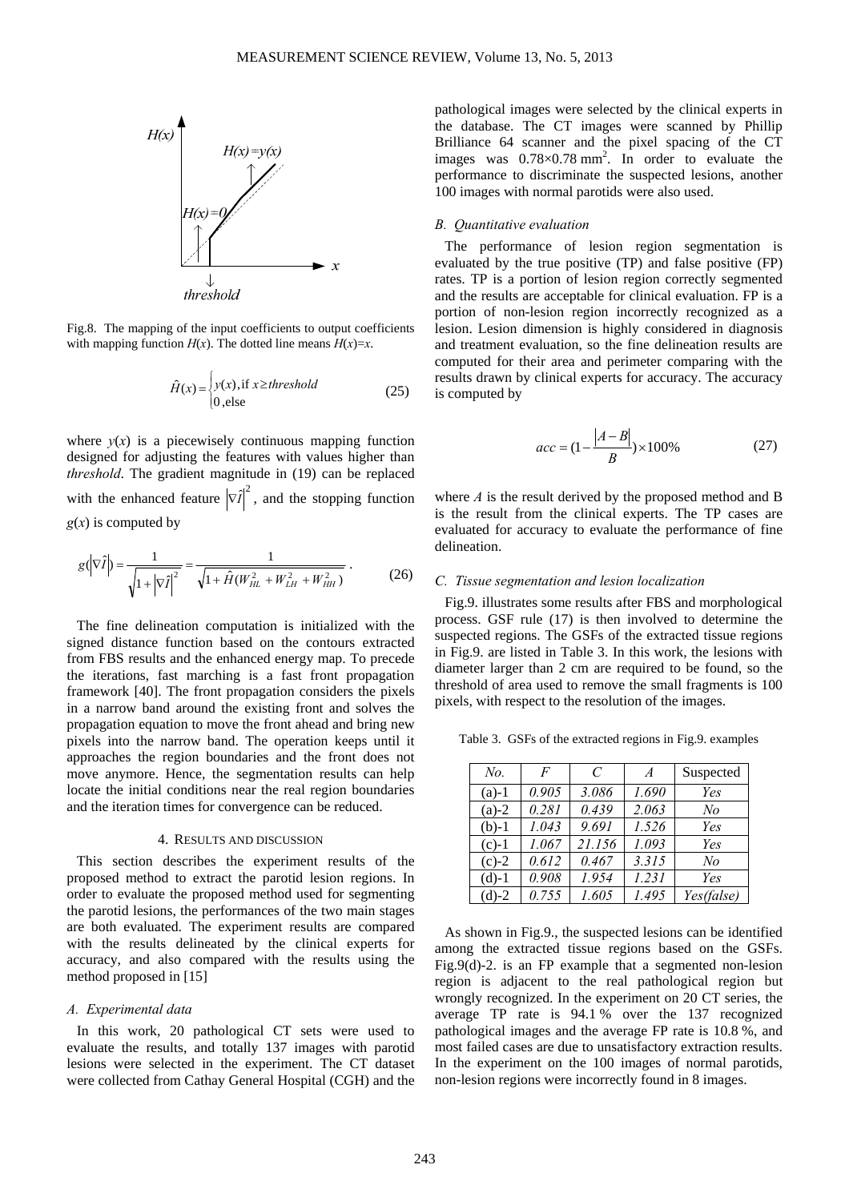Fig.8. The mapping of the input coefficients to output coefficients with mapping function $H(x)$. The dotted line means $H(x)=x$.

$$\hat{H}(x)=\begin{cases} y(x), \text{if } x \geq threshold \\ 0, \text{else} \end{cases} \tag{25}$$

where $y(x)$ is a piecewisely continuous mapping function designed for adjusting the features with values higher than *threshold*. The gradient magnitude in (19) can be replaced with the enhanced feature $|\nabla \hat{I}|^2$, and the stopping function $g(x)$ is computed by

$$g(|\nabla \hat{I}|)=\frac{1}{\sqrt{1+|\nabla \hat{I}|^2}}=\frac{1}{\sqrt{1+\hat{H}(W_{HL}^2+W_{LH}^2+W_{HH}^2)}} . \tag{26}$$

The fine delineation computation is initialized with the signed distance function based on the contours extracted from FBS results and the enhanced energy map. To precede the iterations, fast marching is a fast front propagation framework [40]. The front propagation considers the pixels in a narrow band around the existing front and solves the propagation equation to move the front ahead and bring new pixels into the narrow band. The operation keeps until it approaches the region boundaries and the front does not move anymore. Hence, the segmentation results can help locate the initial conditions near the real region boundaries and the iteration times for convergence can be reduced.

## 4. Results and discussion

This section describes the experiment results of the proposed method to extract the parotid lesion regions. In order to evaluate the proposed method used for segmenting the parotid lesions, the performances of the two main stages are both evaluated. The experiment results are compared with the results delineated by the clinical experts for accuracy, and also compared with the results using the method proposed in [15]

### *A. Experimental data*

In this work, 20 pathological CT sets were used to evaluate the results, and totally 137 images with parotid lesions were selected in the experiment. The CT dataset were collected from Cathay General Hospital (CGH) and the pathological images were selected by the clinical experts in the database. The CT images were scanned by Phillip Brilliance 64 scanner and the pixel spacing of the CT images was $0.78 \times 0.78$ mm$^2$. In order to evaluate the performance to discriminate the suspected lesions, another 100 images with normal parotids were also used.

### *B. Quantitative evaluation*

The performance of lesion region segmentation is evaluated by the true positive (TP) and false positive (FP) rates. TP is a portion of lesion region correctly segmented and the results are acceptable for clinical evaluation. FP is a portion of non-lesion region incorrectly recognized as a lesion. Lesion dimension is highly considered in diagnosis and treatment evaluation, so the fine delineation results are computed for their area and perimeter comparing with the results drawn by clinical experts for accuracy. The accuracy is computed by

$$acc=(1-\frac{|A-B|}{B})\times 100\% \tag{27}$$

where $A$ is the result derived by the proposed method and B is the result from the clinical experts. The TP cases are evaluated for accuracy to evaluate the performance of fine delineation.

### *C. Tissue segmentation and lesion localization*

Fig.9. illustrates some results after FBS and morphological process. GSF rule (17) is then involved to determine the suspected regions. The GSFs of the extracted tissue regions in Fig.9. are listed in Table 3. In this work, the lesions with diameter larger than 2 cm are required to be found, so the threshold of area used to remove the small fragments is 100 pixels, with respect to the resolution of the images.

Table 3. GSFs of the extracted regions in Fig.9. examples

| *No.* | *F* | *C* | *A* | Suspected |
|---|---|---|---|---|
| (a)-1 | *0.905* | *3.086* | *1.690* | *Yes* |
| (a)-2 | *0.281* | *0.439* | *2.063* | *No* |
| (b)-1 | *1.043* | *9.691* | *1.526* | *Yes* |
| (c)-1 | *1.067* | *21.156* | *1.093* | *Yes* |
| (c)-2 | *0.612* | *0.467* | *3.315* | *No* |
| (d)-1 | *0.908* | *1.954* | *1.231* | *Yes* |
| (d)-2 | *0.755* | *1.605* | *1.495* | *Yes(false)* |

As shown in Fig.9., the suspected lesions can be identified among the extracted tissue regions based on the GSFs. Fig.9(d)-2. is an FP example that a segmented non-lesion region is adjacent to the real pathological region but wrongly recognized. In the experiment on 20 CT series, the average TP rate is 94.1 % over the 137 recognized pathological images and the average FP rate is 10.8 %, and most failed cases are due to unsatisfactory extraction results. In the experiment on the 100 images of normal parotids, non-lesion regions were incorrectly found in 8 images.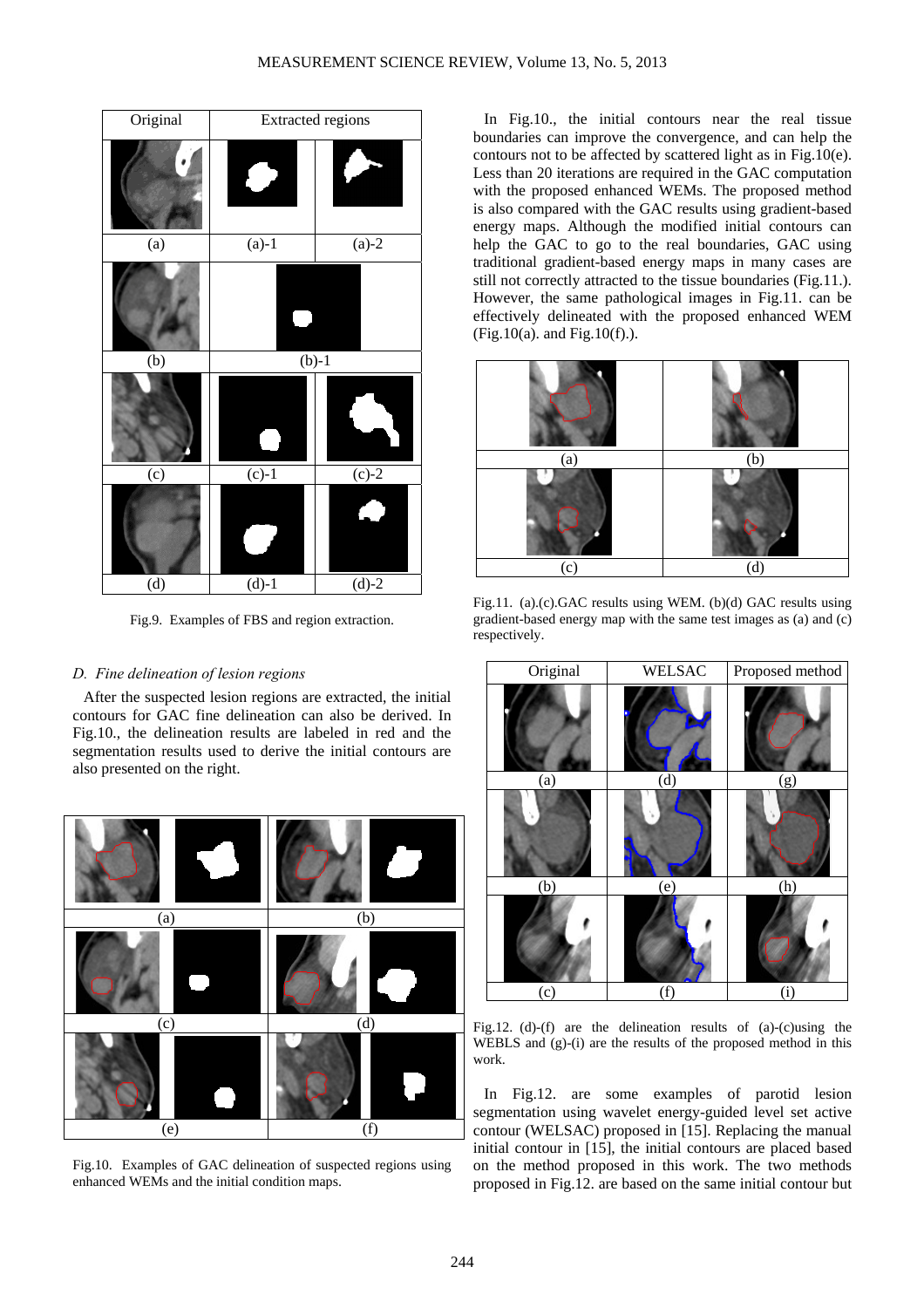| Original | Extracted regions | |
|---|---|---|
| | | |
| (a) | (a)-1 | (a)-2 |
| | | |
| (b) | (b)-1 | |
| | | |
| (c) | (c)-1 | (c)-2 |
| | | |
| (d) | (d)-1 | (d)-2 |

Fig.9. Examples of FBS and region extraction.

### D. Fine delineation of lesion regions

After the suspected lesion regions are extracted, the initial contours for GAC fine delineation can also be derived. In Fig.10., the delineation results are labeled in red and the segmentation results used to derive the initial contours are also presented on the right.

| | |
|---|---|
| (a) | (b) |
| (c) | (d) |
| (e) | (f) |

Fig.10. Examples of GAC delineation of suspected regions using enhanced WEMs and the initial condition maps.

In Fig.10., the initial contours near the real tissue boundaries can improve the convergence, and can help the contours not to be affected by scattered light as in Fig.10(e). Less than 20 iterations are required in the GAC computation with the proposed enhanced WEMs. The proposed method is also compared with the GAC results using gradient-based energy maps. Although the modified initial contours can help the GAC to go to the real boundaries, GAC using traditional gradient-based energy maps in many cases are still not correctly attracted to the tissue boundaries (Fig.11.). However, the same pathological images in Fig.11. can be effectively delineated with the proposed enhanced WEM (Fig.10(a). and Fig.10(f).).

| | |
|---|---|
| (a) | (b) |
| (c) | (d) |

Fig.11. (a).(c).GAC results using WEM. (b)(d) GAC results using gradient-based energy map with the same test images as (a) and (c) respectively.

| Original | WELSAC | Proposed method |
|---|---|---|
| (a) | (d) | (g) |
| (b) | (e) | (h) |
| (c) | (f) | (i) |

Fig.12. (d)-(f) are the delineation results of (a)-(c)using the WEBLS and (g)-(i) are the results of the proposed method in this work.

In Fig.12. are some examples of parotid lesion segmentation using wavelet energy-guided level set active contour (WELSAC) proposed in [15]. Replacing the manual initial contour in [15], the initial contours are placed based on the method proposed in this work. The two methods proposed in Fig.12. are based on the same initial contour but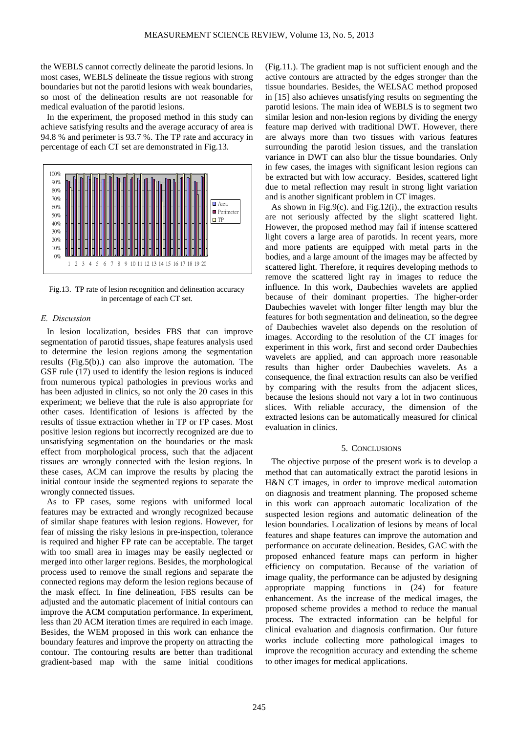the WEBLS cannot correctly delineate the parotid lesions. In most cases, WEBLS delineate the tissue regions with strong boundaries but not the parotid lesions with weak boundaries, so most of the delineation results are not reasonable for medical evaluation of the parotid lesions.

In the experiment, the proposed method in this study can achieve satisfying results and the average accuracy of area is 94.8 % and perimeter is 93.7 %. The TP rate and accuracy in percentage of each CT set are demonstrated in Fig.13.

Fig.13. TP rate of lesion recognition and delineation accuracy in percentage of each CT set.

### *E. Discussion*

In lesion localization, besides FBS that can improve segmentation of parotid tissues, shape features analysis used to determine the lesion regions among the segmentation results (Fig.5(b).) can also improve the automation. The GSF rule (17) used to identify the lesion regions is induced from numerous typical pathologies in previous works and has been adjusted in clinics, so not only the 20 cases in this experiment; we believe that the rule is also appropriate for other cases. Identification of lesions is affected by the results of tissue extraction whether in TP or FP cases. Most positive lesion regions but incorrectly recognized are due to unsatisfying segmentation on the boundaries or the mask effect from morphological process, such that the adjacent tissues are wrongly connected with the lesion regions. In these cases, ACM can improve the results by placing the initial contour inside the segmented regions to separate the wrongly connected tissues.

As to FP cases, some regions with uniformed local features may be extracted and wrongly recognized because of similar shape features with lesion regions. However, for fear of missing the risky lesions in pre-inspection, tolerance is required and higher FP rate can be acceptable. The target with too small area in images may be easily neglected or merged into other larger regions. Besides, the morphological process used to remove the small regions and separate the connected regions may deform the lesion regions because of the mask effect. In fine delineation, FBS results can be adjusted and the automatic placement of initial contours can improve the ACM computation performance. In experiment, less than 20 ACM iteration times are required in each image. Besides, the WEM proposed in this work can enhance the boundary features and improve the property on attracting the contour. The contouring results are better than traditional gradient-based map with the same initial conditions (Fig.11.). The gradient map is not sufficient enough and the active contours are attracted by the edges stronger than the tissue boundaries. Besides, the WELSAC method proposed in [15] also achieves unsatisfying results on segmenting the parotid lesions. The main idea of WEBLS is to segment two similar lesion and non-lesion regions by dividing the energy feature map derived with traditional DWT. However, there are always more than two tissues with various features surrounding the parotid lesion tissues, and the translation variance in DWT can also blur the tissue boundaries. Only in few cases, the images with significant lesion regions can be extracted but with low accuracy. Besides, scattered light due to metal reflection may result in strong light variation and is another significant problem in CT images.

As shown in Fig.9(c). and Fig.12(i)., the extraction results are not seriously affected by the slight scattered light. However, the proposed method may fail if intense scattered light covers a large area of parotids. In recent years, more and more patients are equipped with metal parts in the bodies, and a large amount of the images may be affected by scattered light. Therefore, it requires developing methods to remove the scattered light ray in images to reduce the influence. In this work, Daubechies wavelets are applied because of their dominant properties. The higher-order Daubechies wavelet with longer filter length may blur the features for both segmentation and delineation, so the degree of Daubechies wavelet also depends on the resolution of images. According to the resolution of the CT images for experiment in this work, first and second order Daubechies wavelets are applied, and can approach more reasonable results than higher order Daubechies wavelets. As a consequence, the final extraction results can also be verified by comparing with the results from the adjacent slices, because the lesions should not vary a lot in two continuous slices. With reliable accuracy, the dimension of the extracted lesions can be automatically measured for clinical evaluation in clinics.

## 5. CONCLUSIONS

The objective purpose of the present work is to develop a method that can automatically extract the parotid lesions in H&N CT images, in order to improve medical automation on diagnosis and treatment planning. The proposed scheme in this work can approach automatic localization of the suspected lesion regions and automatic delineation of the lesion boundaries. Localization of lesions by means of local features and shape features can improve the automation and performance on accurate delineation. Besides, GAC with the proposed enhanced feature maps can perform in higher efficiency on computation. Because of the variation of image quality, the performance can be adjusted by designing appropriate mapping functions in (24) for feature enhancement. As the increase of the medical images, the proposed scheme provides a method to reduce the manual process. The extracted information can be helpful for clinical evaluation and diagnosis confirmation. Our future works include collecting more pathological images to improve the recognition accuracy and extending the scheme to other images for medical applications.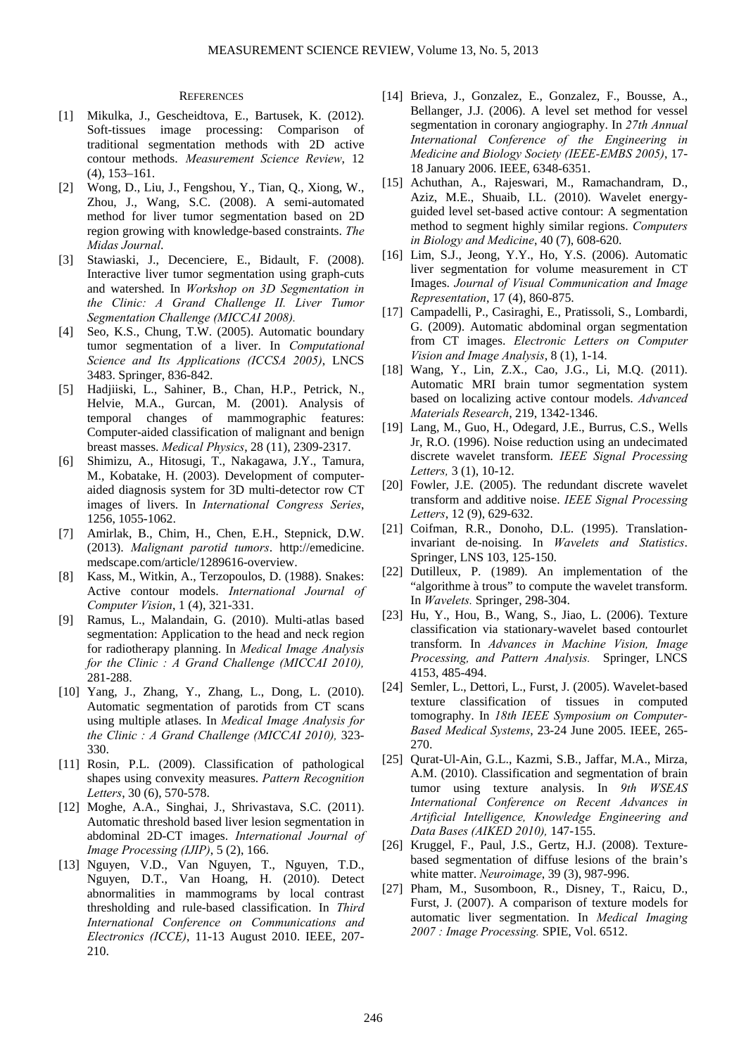## REFERENCES

[1] Mikulka, J., Gescheidtova, E., Bartusek, K. (2012). Soft-tissues image processing: Comparison of traditional segmentation methods with 2D active contour methods. *Measurement Science Review*, 12 (4), 153–161.

[2] Wong, D., Liu, J., Fengshou, Y., Tian, Q., Xiong, W., Zhou, J., Wang, S.C. (2008). A semi-automated method for liver tumor segmentation based on 2D region growing with knowledge-based constraints. *The Midas Journal*.

[3] Stawiaski, J., Decenciere, E., Bidault, F. (2008). Interactive liver tumor segmentation using graph-cuts and watershed. In *Workshop on 3D Segmentation in the Clinic: A Grand Challenge II. Liver Tumor Segmentation Challenge (MICCAI 2008).*

[4] Seo, K.S., Chung, T.W. (2005). Automatic boundary tumor segmentation of a liver. In *Computational Science and Its Applications (ICCSA 2005)*, LNCS 3483. Springer, 836-842.

[5] Hadjiiski, L., Sahiner, B., Chan, H.P., Petrick, N., Helvie, M.A., Gurcan, M. (2001). Analysis of temporal changes of mammographic features: Computer-aided classification of malignant and benign breast masses. *Medical Physics*, 28 (11), 2309-2317.

[6] Shimizu, A., Hitosugi, T., Nakagawa, J.Y., Tamura, M., Kobatake, H. (2003). Development of computer-aided diagnosis system for 3D multi-detector row CT images of livers. In *International Congress Series*, 1256, 1055-1062.

[7] Amirlak, B., Chim, H., Chen, E.H., Stepnick, D.W. (2013). *Malignant parotid tumors*. http://emedicine.medscape.com/article/1289616-overview.

[8] Kass, M., Witkin, A., Terzopoulos, D. (1988). Snakes: Active contour models. *International Journal of Computer Vision*, 1 (4), 321-331.

[9] Ramus, L., Malandain, G. (2010). Multi-atlas based segmentation: Application to the head and neck region for radiotherapy planning. In *Medical Image Analysis for the Clinic : A Grand Challenge (MICCAI 2010),* 281-288.

[10] Yang, J., Zhang, Y., Zhang, L., Dong, L. (2010). Automatic segmentation of parotids from CT scans using multiple atlases. In *Medical Image Analysis for the Clinic : A Grand Challenge (MICCAI 2010),* 323-330.

[11] Rosin, P.L. (2009). Classification of pathological shapes using convexity measures. *Pattern Recognition Letters*, 30 (6), 570-578.

[12] Moghe, A.A., Singhai, J., Shrivastava, S.C. (2011). Automatic threshold based liver lesion segmentation in abdominal 2D-CT images. *International Journal of Image Processing (IJIP)*, 5 (2), 166.

[13] Nguyen, V.D., Van Nguyen, T., Nguyen, T.D., Nguyen, D.T., Van Hoang, H. (2010). Detect abnormalities in mammograms by local contrast thresholding and rule-based classification. In *Third International Conference on Communications and Electronics (ICCE)*, 11-13 August 2010. IEEE, 207-210.

[14] Brieva, J., Gonzalez, E., Gonzalez, F., Bousse, A., Bellanger, J.J. (2006). A level set method for vessel segmentation in coronary angiography. In *27th Annual International Conference of the Engineering in Medicine and Biology Society (IEEE-EMBS 2005)*, 17-18 January 2006. IEEE, 6348-6351.

[15] Achuthan, A., Rajeswari, M., Ramachandram, D., Aziz, M.E., Shuaib, I.L. (2010). Wavelet energy-guided level set-based active contour: A segmentation method to segment highly similar regions. *Computers in Biology and Medicine*, 40 (7), 608-620.

[16] Lim, S.J., Jeong, Y.Y., Ho, Y.S. (2006). Automatic liver segmentation for volume measurement in CT Images. *Journal of Visual Communication and Image Representation*, 17 (4), 860-875.

[17] Campadelli, P., Casiraghi, E., Pratissoli, S., Lombardi, G. (2009). Automatic abdominal organ segmentation from CT images. *Electronic Letters on Computer Vision and Image Analysis*, 8 (1), 1-14.

[18] Wang, Y., Lin, Z.X., Cao, J.G., Li, M.Q. (2011). Automatic MRI brain tumor segmentation system based on localizing active contour models. *Advanced Materials Research*, 219, 1342-1346.

[19] Lang, M., Guo, H., Odegard, J.E., Burrus, C.S., Wells Jr, R.O. (1996). Noise reduction using an undecimated discrete wavelet transform. *IEEE Signal Processing Letters,* 3 (1), 10-12.

[20] Fowler, J.E. (2005). The redundant discrete wavelet transform and additive noise. *IEEE Signal Processing Letters*, 12 (9), 629-632.

[21] Coifman, R.R., Donoho, D.L. (1995). Translation-invariant de-noising. In *Wavelets and Statistics*. Springer, LNS 103, 125-150.

[22] Dutilleux, P. (1989). An implementation of the "algorithme à trous" to compute the wavelet transform. In *Wavelets.* Springer, 298-304.

[23] Hu, Y., Hou, B., Wang, S., Jiao, L. (2006). Texture classification via stationary-wavelet based contourlet transform. In *Advances in Machine Vision, Image Processing, and Pattern Analysis.* Springer, LNCS 4153, 485-494.

[24] Semler, L., Dettori, L., Furst, J. (2005). Wavelet-based texture classification of tissues in computed tomography. In *18th IEEE Symposium on Computer-Based Medical Systems*, 23-24 June 2005. IEEE, 265-270.

[25] Qurat-Ul-Ain, G.L., Kazmi, S.B., Jaffar, M.A., Mirza, A.M. (2010). Classification and segmentation of brain tumor using texture analysis. In *9th WSEAS International Conference on Recent Advances in Artificial Intelligence, Knowledge Engineering and Data Bases (AIKED 2010),* 147-155.

[26] Kruggel, F., Paul, J.S., Gertz, H.J. (2008). Texture-based segmentation of diffuse lesions of the brain's white matter. *Neuroimage*, 39 (3), 987-996.

[27] Pham, M., Susomboon, R., Disney, T., Raicu, D., Furst, J. (2007). A comparison of texture models for automatic liver segmentation. In *Medical Imaging 2007 : Image Processing.* SPIE, Vol. 6512.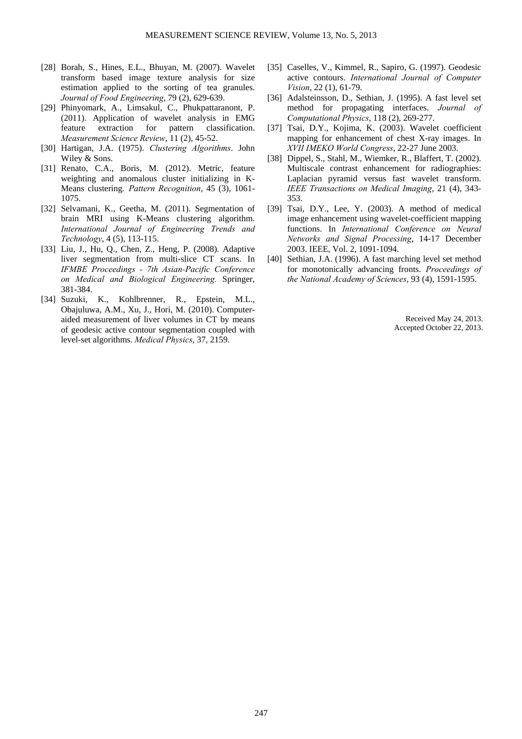[28] Borah, S., Hines, E.L., Bhuyan, M. (2007). Wavelet transform based image texture analysis for size estimation applied to the sorting of tea granules. *Journal of Food Engineering*, 79 (2), 629-639.

[29] Phinyomark, A., Limsakul, C., Phukpattaranont, P. (2011). Application of wavelet analysis in EMG feature extraction for pattern classification. *Measurement Science Review*, 11 (2), 45-52.

[30] Hartigan, J.A. (1975). *Clustering Algorithms*. John Wiley & Sons.

[31] Renato, C.A., Boris, M. (2012). Metric, feature weighting and anomalous cluster initializing in K-Means clustering. *Pattern Recognition*, 45 (3), 1061-1075.

[32] Selvamani, K., Geetha, M. (2011). Segmentation of brain MRI using K-Means clustering algorithm. *International Journal of Engineering Trends and Technology*, 4 (5), 113-115.

[33] Liu, J., Hu, Q., Chen, Z., Heng, P. (2008). Adaptive liver segmentation from multi-slice CT scans. In *IFMBE Proceedings - 7th Asian-Pacific Conference on Medical and Biological Engineering.* Springer, 381-384.

[34] Suzuki, K., Kohlbrenner, R., Epstein, M.L., Obajuluwa, A.M., Xu, J., Hori, M. (2010). Computer-aided measurement of liver volumes in CT by means of geodesic active contour segmentation coupled with level-set algorithms. *Medical Physics*, 37, 2159.

[35] Caselles, V., Kimmel, R., Sapiro, G. (1997). Geodesic active contours. *International Journal of Computer Vision*, 22 (1), 61-79.

[36] Adalsteinsson, D., Sethian, J. (1995). A fast level set method for propagating interfaces. *Journal of Computational Physics*, 118 (2), 269-277.

[37] Tsai, D.Y., Kojima, K. (2003). Wavelet coefficient mapping for enhancement of chest X-ray images. In *XVII IMEKO World Congress*, 22-27 June 2003.

[38] Dippel, S., Stahl, M., Wiemker, R., Blaffert, T. (2002). Multiscale contrast enhancement for radiographies: Laplacian pyramid versus fast wavelet transform. *IEEE Transactions on Medical Imaging*, 21 (4), 343-353.

[39] Tsai, D.Y., Lee, Y. (2003). A method of medical image enhancement using wavelet-coefficient mapping functions. In *International Conference on Neural Networks and Signal Processing*, 14-17 December 2003. IEEE, Vol. 2, 1091-1094.

[40] Sethian, J.A. (1996). A fast marching level set method for monotonically advancing fronts. *Proceedings of the National Academy of Sciences*, 93 (4), 1591-1595.

Received May 24, 2013.
Accepted October 22, 2013.